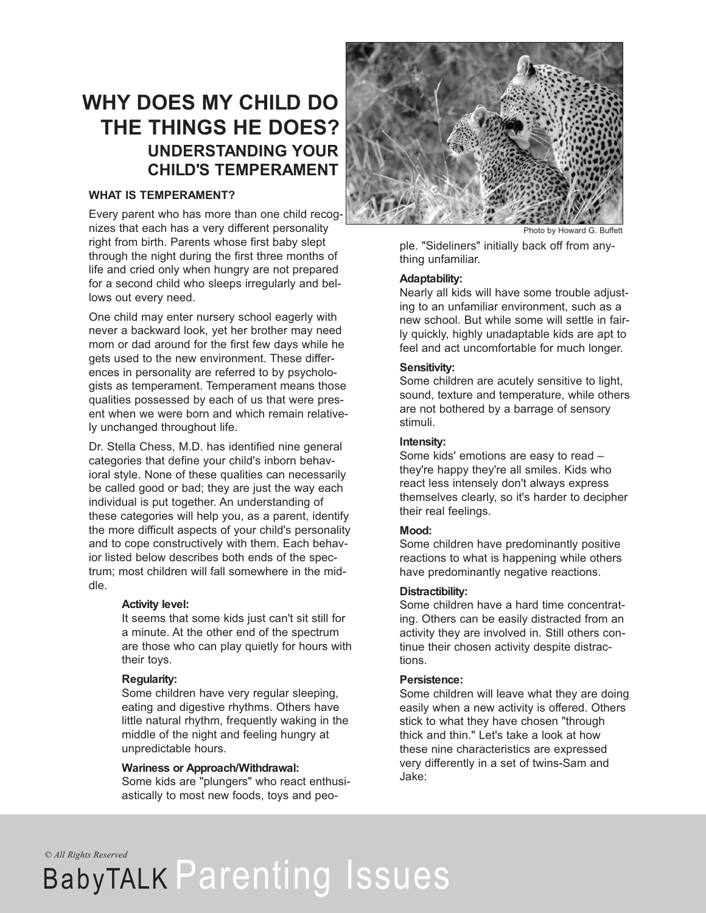# WHY DOES MY CHILD DO THE THINGS HE DOES?

## UNDERSTANDING YOUR CHILD'S TEMPERAMENT

Photo by Howard G. Buffett

### WHAT IS TEMPERAMENT?

Every parent who has more than one child recognizes that each has a very different personality right from birth. Parents whose first baby slept through the night during the first three months of life and cried only when hungry are not prepared for a second child who sleeps irregularly and bellows out every need.

One child may enter nursery school eagerly with never a backward look, yet her brother may need mom or dad around for the first few days while he gets used to the new environment. These differences in personality are referred to by psychologists as temperament. Temperament means those qualities possessed by each of us that were present when we were born and which remain relatively unchanged throughout life.

Dr. Stella Chess, M.D. has identified nine general categories that define your child's inborn behavioral style. None of these qualities can necessarily be called good or bad; they are just the way each individual is put together. An understanding of these categories will help you, as a parent, identify the more difficult aspects of your child's personality and to cope constructively with them. Each behavior listed below describes both ends of the spectrum; most children will fall somewhere in the middle.

**Activity level:**
It seems that some kids just can't sit still for a minute. At the other end of the spectrum are those who can play quietly for hours with their toys.

**Regularity:**
Some children have very regular sleeping, eating and digestive rhythms. Others have little natural rhythm, frequently waking in the middle of the night and feeling hungry at unpredictable hours.

**Wariness or Approach/Withdrawal:**
Some kids are "plungers" who react enthusiastically to most new foods, toys and people. "Sideliners" initially back off from anything unfamiliar.

**Adaptability:**
Nearly all kids will have some trouble adjusting to an unfamiliar environment, such as a new school. But while some will settle in fairly quickly, highly unadaptable kids are apt to feel and act uncomfortable for much longer.

**Sensitivity:**
Some children are acutely sensitive to light, sound, texture and temperature, while others are not bothered by a barrage of sensory stimuli.

**Intensity:**
Some kids' emotions are easy to read – they're happy they're all smiles. Kids who react less intensely don't always express themselves clearly, so it's harder to decipher their real feelings.

**Mood:**
Some children have predominantly positive reactions to what is happening while others have predominantly negative reactions.

**Distractibility:**
Some children have a hard time concentrating. Others can be easily distracted from an activity they are involved in. Still others continue their chosen activity despite distractions.

**Persistence:**
Some children will leave what they are doing easily when a new activity is offered. Others stick to what they have chosen "through thick and thin." Let's take a look at how these nine characteristics are expressed very differently in a set of twins-Sam and Jake: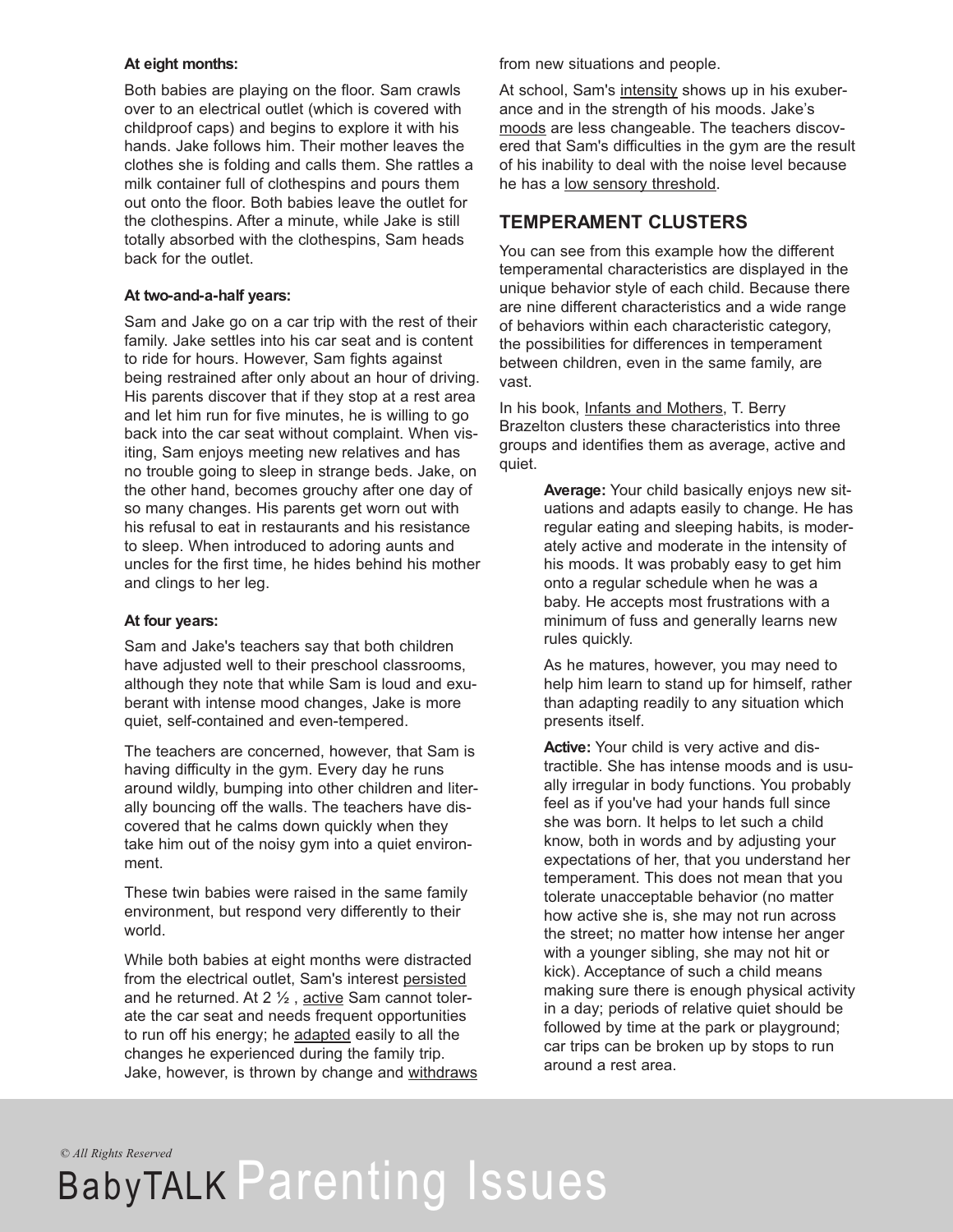**At eight months:**

Both babies are playing on the floor. Sam crawls over to an electrical outlet (which is covered with childproof caps) and begins to explore it with his hands. Jake follows him. Their mother leaves the clothes she is folding and calls them. She rattles a milk container full of clothespins and pours them out onto the floor. Both babies leave the outlet for the clothespins. After a minute, while Jake is still totally absorbed with the clothespins, Sam heads back for the outlet.

**At two-and-a-half years:**

Sam and Jake go on a car trip with the rest of their family. Jake settles into his car seat and is content to ride for hours. However, Sam fights against being restrained after only about an hour of driving. His parents discover that if they stop at a rest area and let him run for five minutes, he is willing to go back into the car seat without complaint. When visiting, Sam enjoys meeting new relatives and has no trouble going to sleep in strange beds. Jake, on the other hand, becomes grouchy after one day of so many changes. His parents get worn out with his refusal to eat in restaurants and his resistance to sleep. When introduced to adoring aunts and uncles for the first time, he hides behind his mother and clings to her leg.

**At four years:**

Sam and Jake's teachers say that both children have adjusted well to their preschool classrooms, although they note that while Sam is loud and exuberant with intense mood changes, Jake is more quiet, self-contained and even-tempered.

The teachers are concerned, however, that Sam is having difficulty in the gym. Every day he runs around wildly, bumping into other children and literally bouncing off the walls. The teachers have discovered that he calms down quickly when they take him out of the noisy gym into a quiet environment.

These twin babies were raised in the same family environment, but respond very differently to their world.

While both babies at eight months were distracted from the electrical outlet, Sam's interest persisted and he returned. At 2 ½ , active Sam cannot tolerate the car seat and needs frequent opportunities to run off his energy; he adapted easily to all the changes he experienced during the family trip. Jake, however, is thrown by change and withdraws from new situations and people.

At school, Sam's intensity shows up in his exuberance and in the strength of his moods. Jake's moods are less changeable. The teachers discovered that Sam's difficulties in the gym are the result of his inability to deal with the noise level because he has a low sensory threshold.

## TEMPERAMENT CLUSTERS

You can see from this example how the different temperamental characteristics are displayed in the unique behavior style of each child. Because there are nine different characteristics and a wide range of behaviors within each characteristic category, the possibilities for differences in temperament between children, even in the same family, are vast.

In his book, Infants and Mothers, T. Berry Brazelton clusters these characteristics into three groups and identifies them as average, active and quiet.

> **Average:** Your child basically enjoys new situations and adapts easily to change. He has regular eating and sleeping habits, is moderately active and moderate in the intensity of his moods. It was probably easy to get him onto a regular schedule when he was a baby. He accepts most frustrations with a minimum of fuss and generally learns new rules quickly.
>
> As he matures, however, you may need to help him learn to stand up for himself, rather than adapting readily to any situation which presents itself.
>
> **Active:** Your child is very active and distractible. She has intense moods and is usually irregular in body functions. You probably feel as if you've had your hands full since she was born. It helps to let such a child know, both in words and by adjusting your expectations of her, that you understand her temperament. This does not mean that you tolerate unacceptable behavior (no matter how active she is, she may not run across the street; no matter how intense her anger with a younger sibling, she may not hit or kick). Acceptance of such a child means making sure there is enough physical activity in a day; periods of relative quiet should be followed by time at the park or playground; car trips can be broken up by stops to run around a rest area.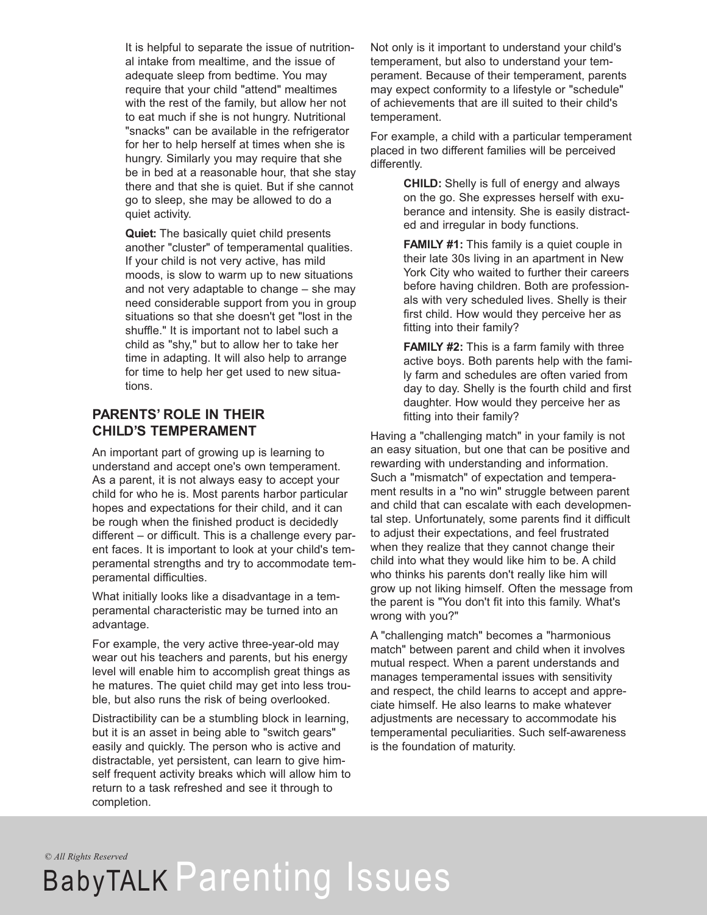It is helpful to separate the issue of nutritional intake from mealtime, and the issue of adequate sleep from bedtime. You may require that your child "attend" mealtimes with the rest of the family, but allow her not to eat much if she is not hungry. Nutritional "snacks" can be available in the refrigerator for her to help herself at times when she is hungry. Similarly you may require that she be in bed at a reasonable hour, that she stay there and that she is quiet. But if she cannot go to sleep, she may be allowed to do a quiet activity.

**Quiet:** The basically quiet child presents another "cluster" of temperamental qualities. If your child is not very active, has mild moods, is slow to warm up to new situations and not very adaptable to change – she may need considerable support from you in group situations so that she doesn't get "lost in the shuffle." It is important not to label such a child as "shy," but to allow her to take her time in adapting. It will also help to arrange for time to help her get used to new situations.

## PARENTS' ROLE IN THEIR CHILD'S TEMPERAMENT

An important part of growing up is learning to understand and accept one's own temperament. As a parent, it is not always easy to accept your child for who he is. Most parents harbor particular hopes and expectations for their child, and it can be rough when the finished product is decidedly different – or difficult. This is a challenge every parent faces. It is important to look at your child's temperamental strengths and try to accommodate temperamental difficulties.

What initially looks like a disadvantage in a temperamental characteristic may be turned into an advantage.

For example, the very active three-year-old may wear out his teachers and parents, but his energy level will enable him to accomplish great things as he matures. The quiet child may get into less trouble, but also runs the risk of being overlooked.

Distractibility can be a stumbling block in learning, but it is an asset in being able to "switch gears" easily and quickly. The person who is active and distractable, yet persistent, can learn to give himself frequent activity breaks which will allow him to return to a task refreshed and see it through to completion.

Not only is it important to understand your child's temperament, but also to understand your temperament. Because of their temperament, parents may expect conformity to a lifestyle or "schedule" of achievements that are ill suited to their child's temperament.

For example, a child with a particular temperament placed in two different families will be perceived differently.

**CHILD:** Shelly is full of energy and always on the go. She expresses herself with exuberance and intensity. She is easily distracted and irregular in body functions.

**FAMILY #1:** This family is a quiet couple in their late 30s living in an apartment in New York City who waited to further their careers before having children. Both are professionals with very scheduled lives. Shelly is their first child. How would they perceive her as fitting into their family?

**FAMILY #2:** This is a farm family with three active boys. Both parents help with the family farm and schedules are often varied from day to day. Shelly is the fourth child and first daughter. How would they perceive her as fitting into their family?

Having a "challenging match" in your family is not an easy situation, but one that can be positive and rewarding with understanding and information. Such a "mismatch" of expectation and temperament results in a "no win" struggle between parent and child that can escalate with each developmental step. Unfortunately, some parents find it difficult to adjust their expectations, and feel frustrated when they realize that they cannot change their child into what they would like him to be. A child who thinks his parents don't really like him will grow up not liking himself. Often the message from the parent is "You don't fit into this family. What's wrong with you?"

A "challenging match" becomes a "harmonious match" between parent and child when it involves mutual respect. When a parent understands and manages temperamental issues with sensitivity and respect, the child learns to accept and appreciate himself. He also learns to make whatever adjustments are necessary to accommodate his temperamental peculiarities. Such self-awareness is the foundation of maturity.